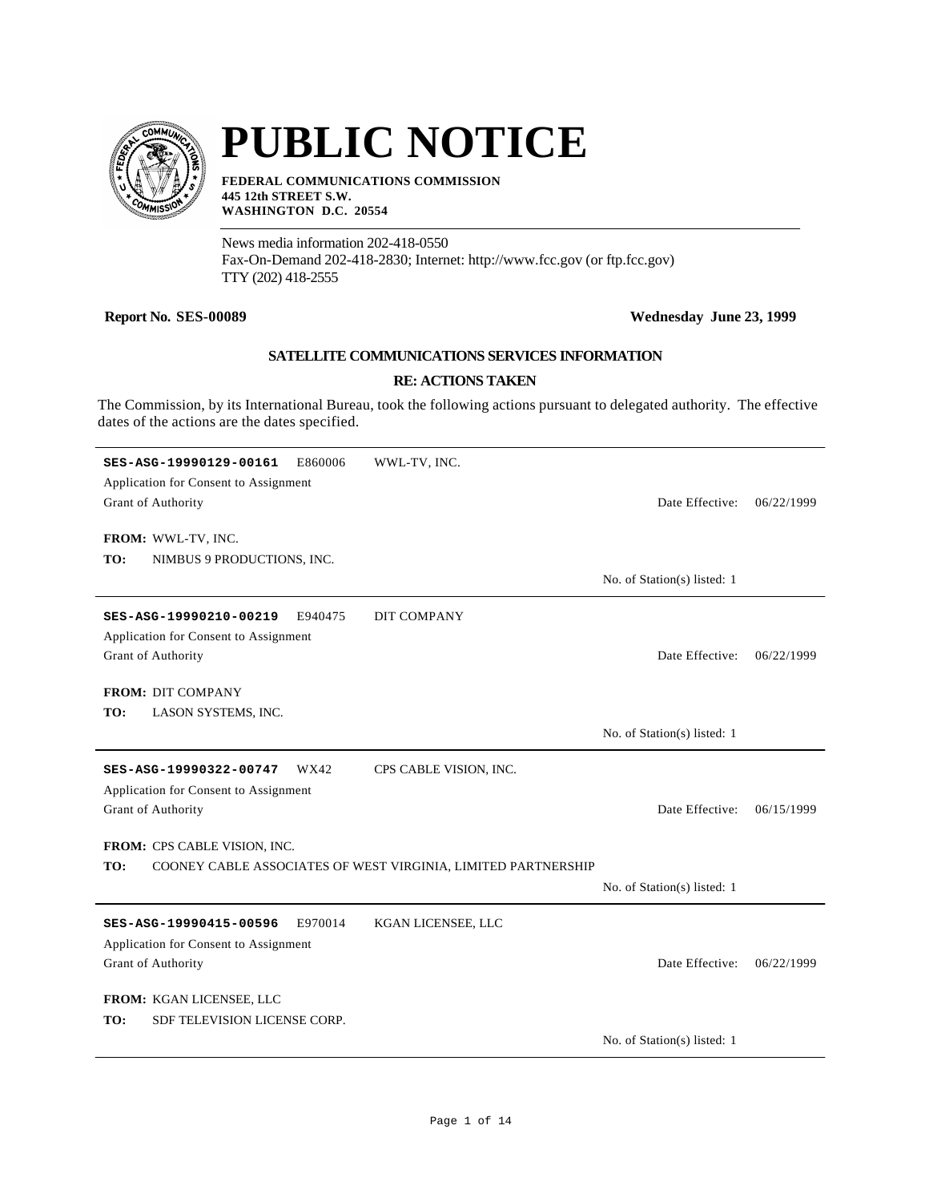# PUBLIC NOTICE

**FEDERAL COMMUNICATIONS COMMISSION**
**445 12th STREET S.W.**
**WASHINGTON D.C. 20554**

News media information 202-418-0550
Fax-On-Demand 202-418-2830; Internet: http://www.fcc.gov (or ftp.fcc.gov)
TTY (202) 418-2555

**Report No. SES-00089** **Wednesday June 23, 1999**

### SATELLITE COMMUNICATIONS SERVICES INFORMATION

### RE: ACTIONS TAKEN

The Commission, by its International Bureau, took the following actions pursuant to delegated authority. The effective dates of the actions are the dates specified.

---

**SES-ASG-19990129-00161** E860006 WWL-TV, INC.
Application for Consent to Assignment
Grant of Authority — Date Effective: 06/22/1999

**FROM:** WWL-TV, INC.
**TO:** NIMBUS 9 PRODUCTIONS, INC.

No. of Station(s) listed: 1

---

**SES-ASG-19990210-00219** E940475 DIT COMPANY
Application for Consent to Assignment
Grant of Authority — Date Effective: 06/22/1999

**FROM:** DIT COMPANY
**TO:** LASON SYSTEMS, INC.

No. of Station(s) listed: 1

---

**SES-ASG-19990322-00747** WX42 CPS CABLE VISION, INC.
Application for Consent to Assignment
Grant of Authority — Date Effective: 06/15/1999

**FROM:** CPS CABLE VISION, INC.
**TO:** COONEY CABLE ASSOCIATES OF WEST VIRGINIA, LIMITED PARTNERSHIP

No. of Station(s) listed: 1

---

**SES-ASG-19990415-00596** E970014 KGAN LICENSEE, LLC
Application for Consent to Assignment
Grant of Authority — Date Effective: 06/22/1999

**FROM:** KGAN LICENSEE, LLC
**TO:** SDF TELEVISION LICENSE CORP.

No. of Station(s) listed: 1

---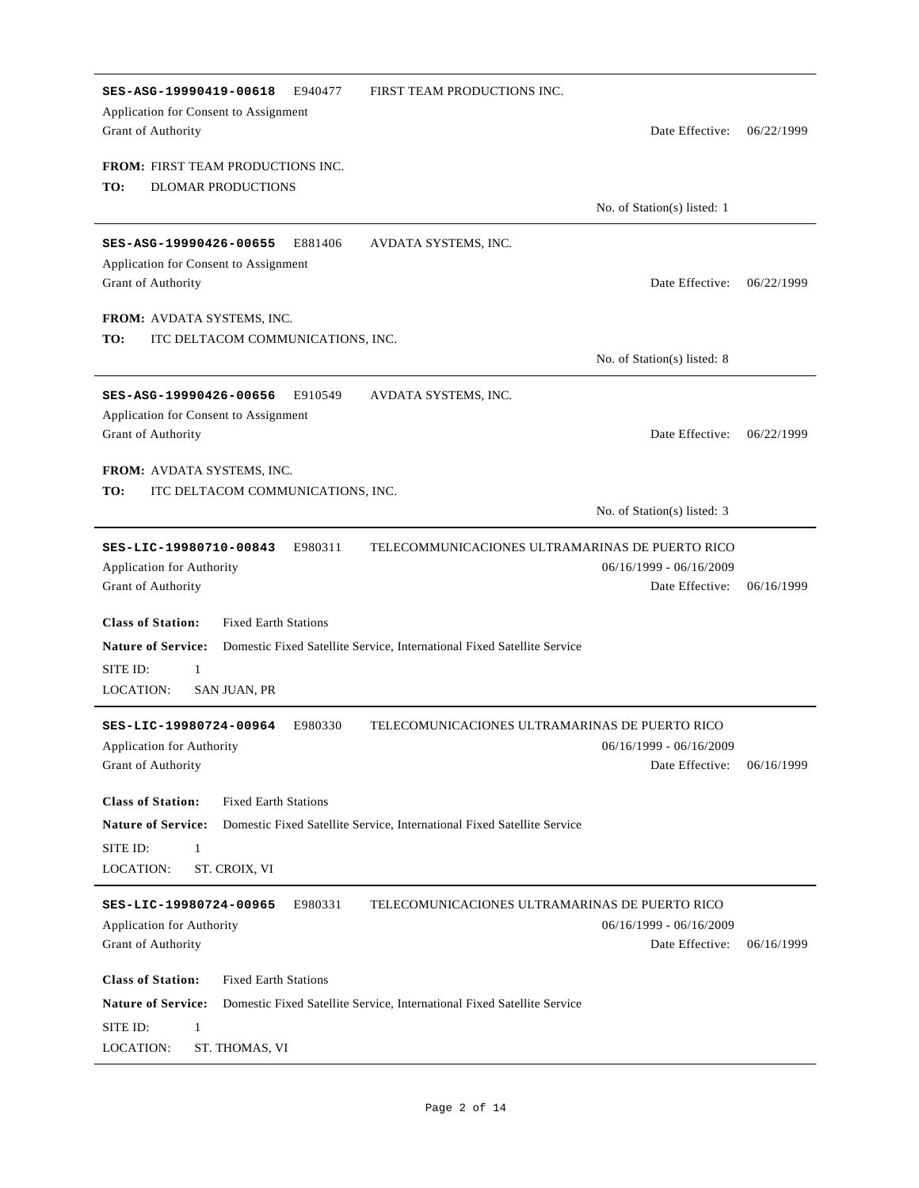---

**SES-ASG-19990419-00618** E940477 FIRST TEAM PRODUCTIONS INC.

Application for Consent to Assignment

Grant of Authority Date Effective: 06/22/1999

**FROM:** FIRST TEAM PRODUCTIONS INC.

**TO:** DLOMAR PRODUCTIONS

No. of Station(s) listed: 1

---

**SES-ASG-19990426-00655** E881406 AVDATA SYSTEMS, INC.

Application for Consent to Assignment

Grant of Authority Date Effective: 06/22/1999

**FROM:** AVDATA SYSTEMS, INC.

**TO:** ITC DELTACOM COMMUNICATIONS, INC.

No. of Station(s) listed: 8

---

**SES-ASG-19990426-00656** E910549 AVDATA SYSTEMS, INC.

Application for Consent to Assignment

Grant of Authority Date Effective: 06/22/1999

**FROM:** AVDATA SYSTEMS, INC.

**TO:** ITC DELTACOM COMMUNICATIONS, INC.

No. of Station(s) listed: 3

---

**SES-LIC-19980710-00843** E980311 TELECOMMUNICACIONES ULTRAMARINAS DE PUERTO RICO

Application for Authority 06/16/1999 - 06/16/2009

Grant of Authority Date Effective: 06/16/1999

**Class of Station:** Fixed Earth Stations

**Nature of Service:** Domestic Fixed Satellite Service, International Fixed Satellite Service

SITE ID: 1

LOCATION: SAN JUAN, PR

---

**SES-LIC-19980724-00964** E980330 TELECOMUNICACIONES ULTRAMARINAS DE PUERTO RICO

Application for Authority 06/16/1999 - 06/16/2009

Grant of Authority Date Effective: 06/16/1999

**Class of Station:** Fixed Earth Stations

**Nature of Service:** Domestic Fixed Satellite Service, International Fixed Satellite Service

SITE ID: 1

LOCATION: ST. CROIX, VI

---

**SES-LIC-19980724-00965** E980331 TELECOMUNICACIONES ULTRAMARINAS DE PUERTO RICO

Application for Authority 06/16/1999 - 06/16/2009

Grant of Authority Date Effective: 06/16/1999

**Class of Station:** Fixed Earth Stations

**Nature of Service:** Domestic Fixed Satellite Service, International Fixed Satellite Service

SITE ID: 1

LOCATION: ST. THOMAS, VI

---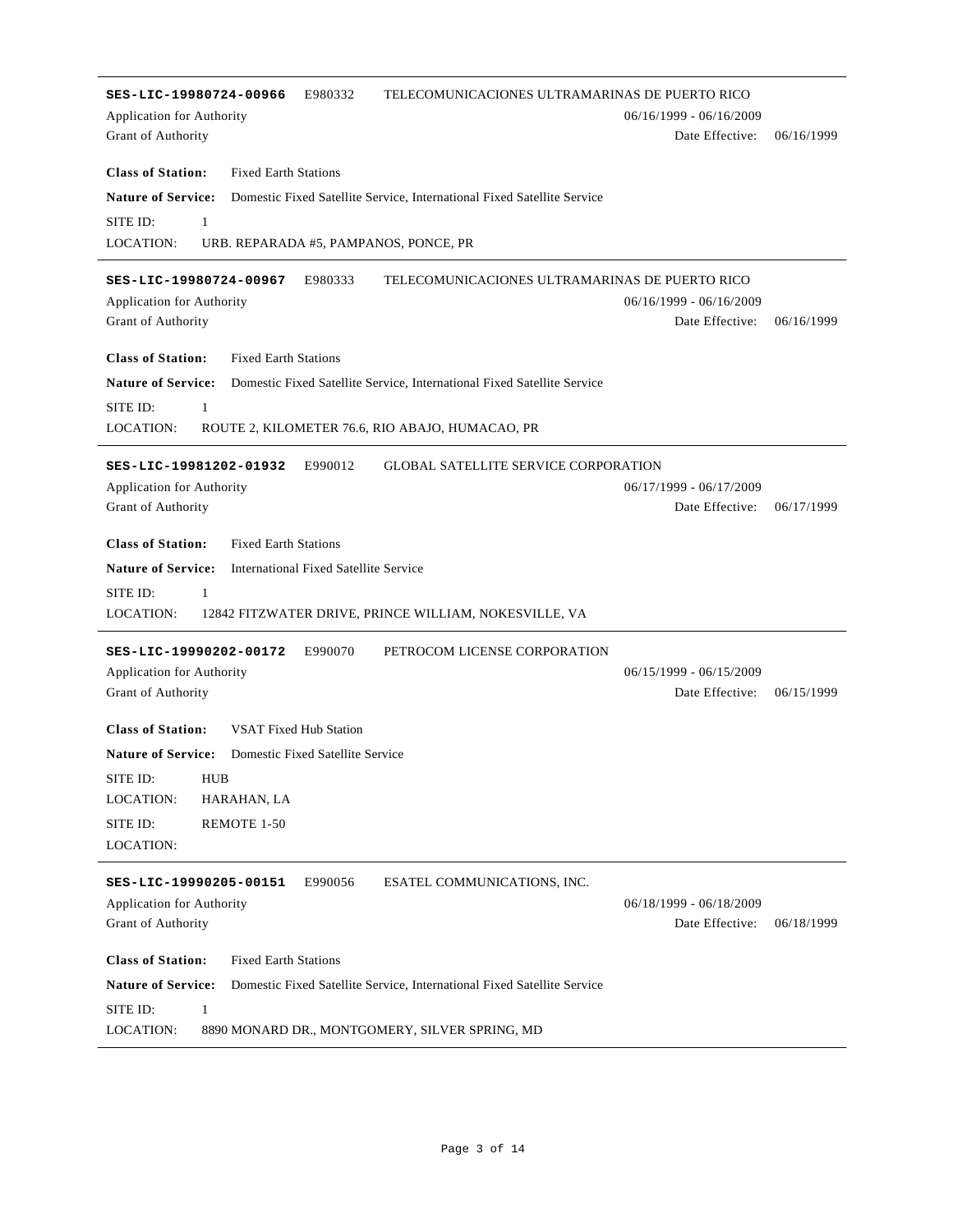---

**SES-LIC-19980724-00966** E980332 TELECOMUNICACIONES ULTRAMARINAS DE PUERTO RICO

Application for Authority 06/16/1999 - 06/16/2009

Grant of Authority Date Effective: 06/16/1999

**Class of Station:** Fixed Earth Stations

**Nature of Service:** Domestic Fixed Satellite Service, International Fixed Satellite Service

SITE ID: 1

LOCATION: URB. REPARADA #5, PAMPANOS, PONCE, PR

---

**SES-LIC-19980724-00967** E980333 TELECOMUNICACIONES ULTRAMARINAS DE PUERTO RICO

Application for Authority 06/16/1999 - 06/16/2009

Grant of Authority Date Effective: 06/16/1999

**Class of Station:** Fixed Earth Stations

**Nature of Service:** Domestic Fixed Satellite Service, International Fixed Satellite Service

SITE ID: 1

LOCATION: ROUTE 2, KILOMETER 76.6, RIO ABAJO, HUMACAO, PR

---

**SES-LIC-19981202-01932** E990012 GLOBAL SATELLITE SERVICE CORPORATION

Application for Authority 06/17/1999 - 06/17/2009

Grant of Authority Date Effective: 06/17/1999

**Class of Station:** Fixed Earth Stations

**Nature of Service:** International Fixed Satellite Service

SITE ID: 1

LOCATION: 12842 FITZWATER DRIVE, PRINCE WILLIAM, NOKESVILLE, VA

---

**SES-LIC-19990202-00172** E990070 PETROCOM LICENSE CORPORATION

Application for Authority 06/15/1999 - 06/15/2009

Grant of Authority Date Effective: 06/15/1999

**Class of Station:** VSAT Fixed Hub Station

**Nature of Service:** Domestic Fixed Satellite Service

SITE ID: HUB

LOCATION: HARAHAN, LA

SITE ID: REMOTE 1-50

LOCATION:

---

**SES-LIC-19990205-00151** E990056 ESATEL COMMUNICATIONS, INC.

Application for Authority 06/18/1999 - 06/18/2009

Grant of Authority Date Effective: 06/18/1999

**Class of Station:** Fixed Earth Stations

**Nature of Service:** Domestic Fixed Satellite Service, International Fixed Satellite Service

SITE ID: 1

LOCATION: 8890 MONARD DR., MONTGOMERY, SILVER SPRING, MD

---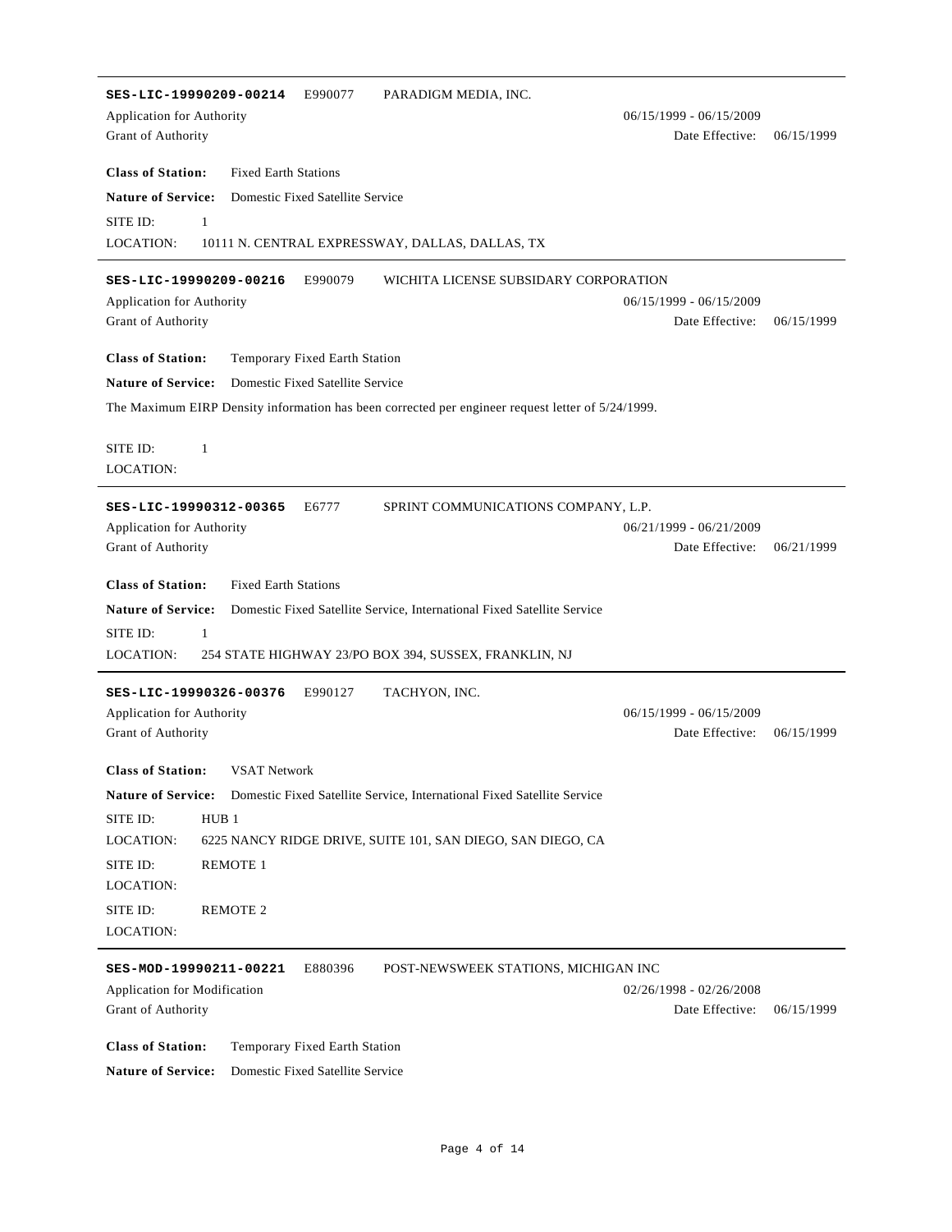---

**SES-LIC-19990209-00214** E990077 PARADIGM MEDIA, INC.

Application for Authority 06/15/1999 - 06/15/2009

Grant of Authority Date Effective: 06/15/1999

**Class of Station:** Fixed Earth Stations

**Nature of Service:** Domestic Fixed Satellite Service

SITE ID: 1

LOCATION: 10111 N. CENTRAL EXPRESSWAY, DALLAS, DALLAS, TX

---

**SES-LIC-19990209-00216** E990079 WICHITA LICENSE SUBSIDARY CORPORATION

Application for Authority 06/15/1999 - 06/15/2009

Grant of Authority Date Effective: 06/15/1999

**Class of Station:** Temporary Fixed Earth Station

**Nature of Service:** Domestic Fixed Satellite Service

The Maximum EIRP Density information has been corrected per engineer request letter of 5/24/1999.

SITE ID: 1

LOCATION:

---

**SES-LIC-19990312-00365** E6777 SPRINT COMMUNICATIONS COMPANY, L.P.

Application for Authority 06/21/1999 - 06/21/2009

Grant of Authority Date Effective: 06/21/1999

**Class of Station:** Fixed Earth Stations

**Nature of Service:** Domestic Fixed Satellite Service, International Fixed Satellite Service

SITE ID: 1

LOCATION: 254 STATE HIGHWAY 23/PO BOX 394, SUSSEX, FRANKLIN, NJ

---

**SES-LIC-19990326-00376** E990127 TACHYON, INC.

Application for Authority 06/15/1999 - 06/15/2009

Grant of Authority Date Effective: 06/15/1999

**Class of Station:** VSAT Network

**Nature of Service:** Domestic Fixed Satellite Service, International Fixed Satellite Service

SITE ID: HUB 1

LOCATION: 6225 NANCY RIDGE DRIVE, SUITE 101, SAN DIEGO, SAN DIEGO, CA

SITE ID: REMOTE 1

LOCATION:

SITE ID: REMOTE 2

LOCATION:

---

**SES-MOD-19990211-00221** E880396 POST-NEWSWEEK STATIONS, MICHIGAN INC

Application for Modification 02/26/1998 - 02/26/2008

Grant of Authority Date Effective: 06/15/1999

**Class of Station:** Temporary Fixed Earth Station

**Nature of Service:** Domestic Fixed Satellite Service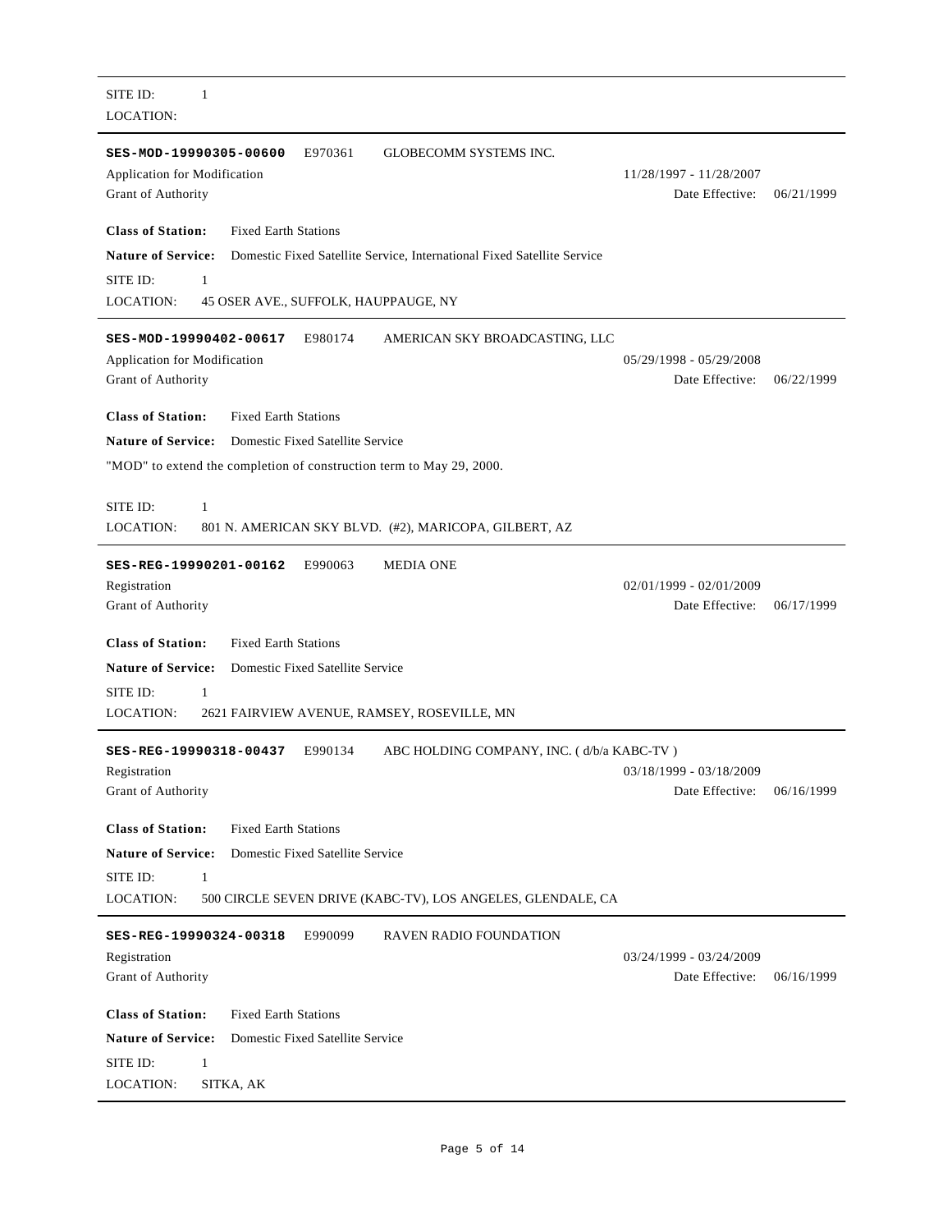SITE ID: 1

LOCATION:

---

**SES-MOD-19990305-00600** E970361 GLOBECOMM SYSTEMS INC.

Application for Modification 11/28/1997 - 11/28/2007

Grant of Authority Date Effective: 06/21/1999

**Class of Station:** Fixed Earth Stations

**Nature of Service:** Domestic Fixed Satellite Service, International Fixed Satellite Service

SITE ID: 1

LOCATION: 45 OSER AVE., SUFFOLK, HAUPPAUGE, NY

---

**SES-MOD-19990402-00617** E980174 AMERICAN SKY BROADCASTING, LLC

Application for Modification 05/29/1998 - 05/29/2008

Grant of Authority Date Effective: 06/22/1999

**Class of Station:** Fixed Earth Stations

**Nature of Service:** Domestic Fixed Satellite Service

"MOD" to extend the completion of construction term to May 29, 2000.

SITE ID: 1

LOCATION: 801 N. AMERICAN SKY BLVD. (#2), MARICOPA, GILBERT, AZ

---

**SES-REG-19990201-00162** E990063 MEDIA ONE

Registration 02/01/1999 - 02/01/2009

Grant of Authority Date Effective: 06/17/1999

**Class of Station:** Fixed Earth Stations

**Nature of Service:** Domestic Fixed Satellite Service

SITE ID: 1

LOCATION: 2621 FAIRVIEW AVENUE, RAMSEY, ROSEVILLE, MN

---

**SES-REG-19990318-00437** E990134 ABC HOLDING COMPANY, INC. ( d/b/a KABC-TV )

Registration 03/18/1999 - 03/18/2009

Grant of Authority Date Effective: 06/16/1999

**Class of Station:** Fixed Earth Stations

**Nature of Service:** Domestic Fixed Satellite Service

SITE ID: 1

LOCATION: 500 CIRCLE SEVEN DRIVE (KABC-TV), LOS ANGELES, GLENDALE, CA

---

**SES-REG-19990324-00318** E990099 RAVEN RADIO FOUNDATION

Registration 03/24/1999 - 03/24/2009

Grant of Authority Date Effective: 06/16/1999

**Class of Station:** Fixed Earth Stations

**Nature of Service:** Domestic Fixed Satellite Service

SITE ID: 1

LOCATION: SITKA, AK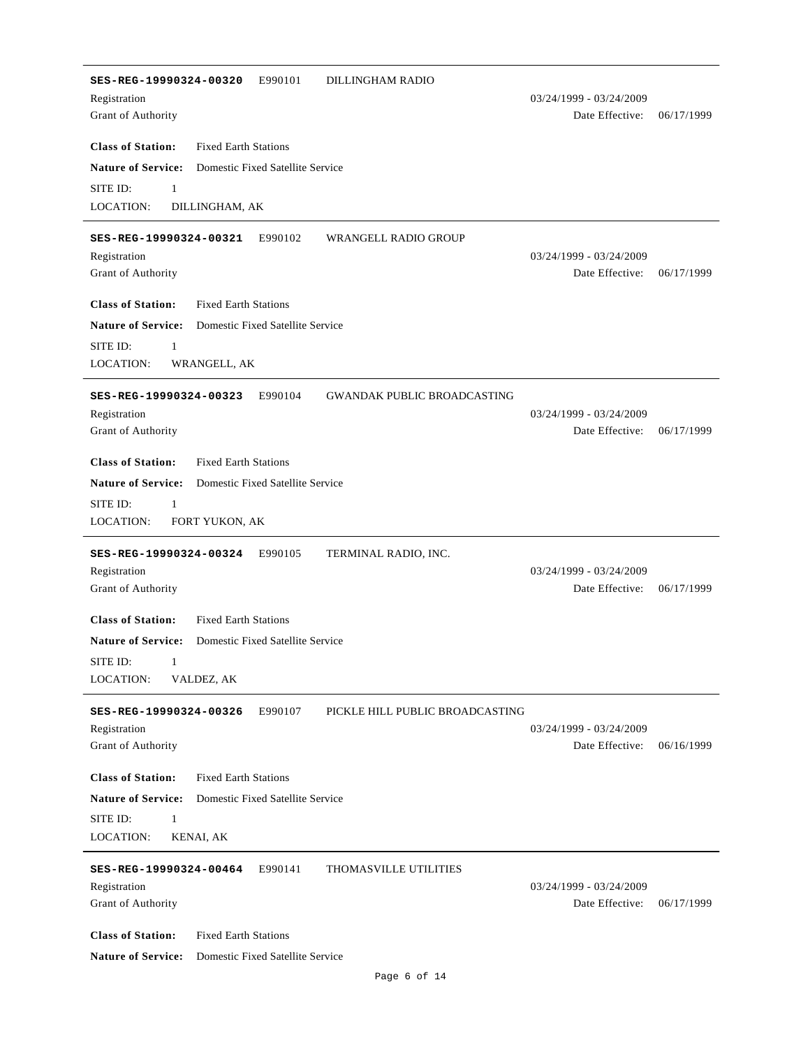---

**SES-REG-19990324-00320** E990101 DILLINGHAM RADIO

Registration 03/24/1999 - 03/24/2009

Grant of Authority Date Effective: 06/17/1999

**Class of Station:** Fixed Earth Stations

**Nature of Service:** Domestic Fixed Satellite Service

SITE ID: 1

LOCATION: DILLINGHAM, AK

---

**SES-REG-19990324-00321** E990102 WRANGELL RADIO GROUP

Registration 03/24/1999 - 03/24/2009

Grant of Authority Date Effective: 06/17/1999

**Class of Station:** Fixed Earth Stations

**Nature of Service:** Domestic Fixed Satellite Service

SITE ID: 1

LOCATION: WRANGELL, AK

---

**SES-REG-19990324-00323** E990104 GWANDAK PUBLIC BROADCASTING

Registration 03/24/1999 - 03/24/2009

Grant of Authority Date Effective: 06/17/1999

**Class of Station:** Fixed Earth Stations

**Nature of Service:** Domestic Fixed Satellite Service

SITE ID: 1

LOCATION: FORT YUKON, AK

---

**SES-REG-19990324-00324** E990105 TERMINAL RADIO, INC.

Registration 03/24/1999 - 03/24/2009

Grant of Authority Date Effective: 06/17/1999

**Class of Station:** Fixed Earth Stations

**Nature of Service:** Domestic Fixed Satellite Service

SITE ID: 1

LOCATION: VALDEZ, AK

---

**SES-REG-19990324-00326** E990107 PICKLE HILL PUBLIC BROADCASTING

Registration 03/24/1999 - 03/24/2009

Grant of Authority Date Effective: 06/16/1999

**Class of Station:** Fixed Earth Stations

**Nature of Service:** Domestic Fixed Satellite Service

SITE ID: 1

LOCATION: KENAI, AK

---

**SES-REG-19990324-00464** E990141 THOMASVILLE UTILITIES

Registration 03/24/1999 - 03/24/2009

Grant of Authority Date Effective: 06/17/1999

**Class of Station:** Fixed Earth Stations

**Nature of Service:** Domestic Fixed Satellite Service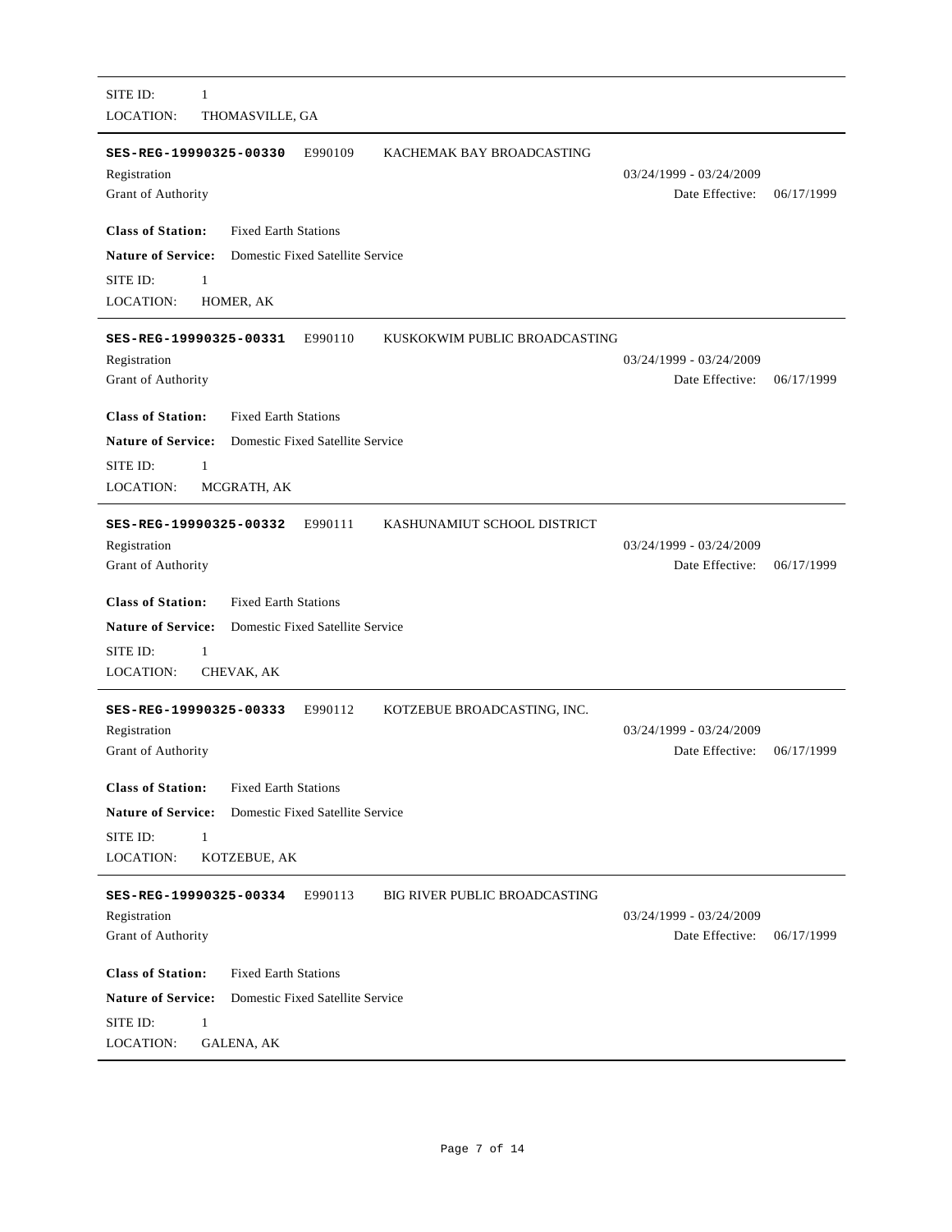SITE ID: 1

LOCATION: THOMASVILLE, GA

---

**SES-REG-19990325-00330** E990109 KACHEMAK BAY BROADCASTING

Registration 03/24/1999 - 03/24/2009

Grant of Authority Date Effective: 06/17/1999

**Class of Station:** Fixed Earth Stations

**Nature of Service:** Domestic Fixed Satellite Service

SITE ID: 1

LOCATION: HOMER, AK

---

**SES-REG-19990325-00331** E990110 KUSKOKWIM PUBLIC BROADCASTING

Registration 03/24/1999 - 03/24/2009

Grant of Authority Date Effective: 06/17/1999

**Class of Station:** Fixed Earth Stations

**Nature of Service:** Domestic Fixed Satellite Service

SITE ID: 1

LOCATION: MCGRATH, AK

---

**SES-REG-19990325-00332** E990111 KASHUNAMIUT SCHOOL DISTRICT

Registration 03/24/1999 - 03/24/2009

Grant of Authority Date Effective: 06/17/1999

**Class of Station:** Fixed Earth Stations

**Nature of Service:** Domestic Fixed Satellite Service

SITE ID: 1

LOCATION: CHEVAK, AK

---

**SES-REG-19990325-00333** E990112 KOTZEBUE BROADCASTING, INC.

Registration 03/24/1999 - 03/24/2009

Grant of Authority Date Effective: 06/17/1999

**Class of Station:** Fixed Earth Stations

**Nature of Service:** Domestic Fixed Satellite Service

SITE ID: 1

LOCATION: KOTZEBUE, AK

---

**SES-REG-19990325-00334** E990113 BIG RIVER PUBLIC BROADCASTING

Registration 03/24/1999 - 03/24/2009

Grant of Authority Date Effective: 06/17/1999

**Class of Station:** Fixed Earth Stations

**Nature of Service:** Domestic Fixed Satellite Service

SITE ID: 1

LOCATION: GALENA, AK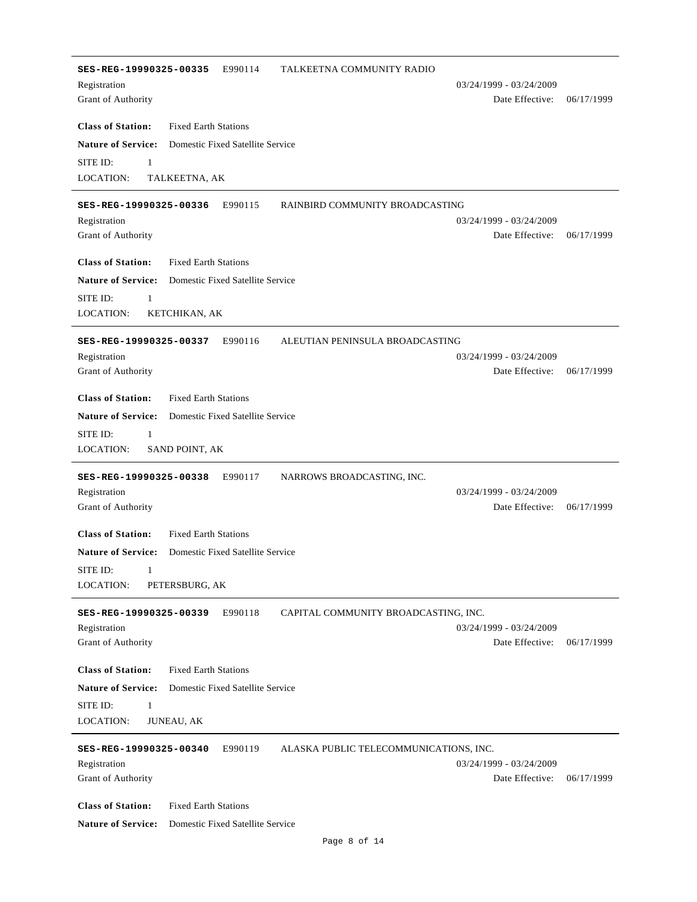---

**SES-REG-19990325-00335** E990114 TALKEETNA COMMUNITY RADIO

Registration 03/24/1999 - 03/24/2009

Grant of Authority Date Effective: 06/17/1999

**Class of Station:** Fixed Earth Stations

**Nature of Service:** Domestic Fixed Satellite Service

SITE ID: 1

LOCATION: TALKEETNA, AK

---

**SES-REG-19990325-00336** E990115 RAINBIRD COMMUNITY BROADCASTING

Registration 03/24/1999 - 03/24/2009

Grant of Authority Date Effective: 06/17/1999

**Class of Station:** Fixed Earth Stations

**Nature of Service:** Domestic Fixed Satellite Service

SITE ID: 1

LOCATION: KETCHIKAN, AK

---

**SES-REG-19990325-00337** E990116 ALEUTIAN PENINSULA BROADCASTING

Registration 03/24/1999 - 03/24/2009

Grant of Authority Date Effective: 06/17/1999

**Class of Station:** Fixed Earth Stations

**Nature of Service:** Domestic Fixed Satellite Service

SITE ID: 1

LOCATION: SAND POINT, AK

---

**SES-REG-19990325-00338** E990117 NARROWS BROADCASTING, INC.

Registration 03/24/1999 - 03/24/2009

Grant of Authority Date Effective: 06/17/1999

**Class of Station:** Fixed Earth Stations

**Nature of Service:** Domestic Fixed Satellite Service

SITE ID: 1

LOCATION: PETERSBURG, AK

---

**SES-REG-19990325-00339** E990118 CAPITAL COMMUNITY BROADCASTING, INC.

Registration 03/24/1999 - 03/24/2009

Grant of Authority Date Effective: 06/17/1999

**Class of Station:** Fixed Earth Stations

**Nature of Service:** Domestic Fixed Satellite Service

SITE ID: 1

LOCATION: JUNEAU, AK

---

**SES-REG-19990325-00340** E990119 ALASKA PUBLIC TELECOMMUNICATIONS, INC.

Registration 03/24/1999 - 03/24/2009

Grant of Authority Date Effective: 06/17/1999

**Class of Station:** Fixed Earth Stations

**Nature of Service:** Domestic Fixed Satellite Service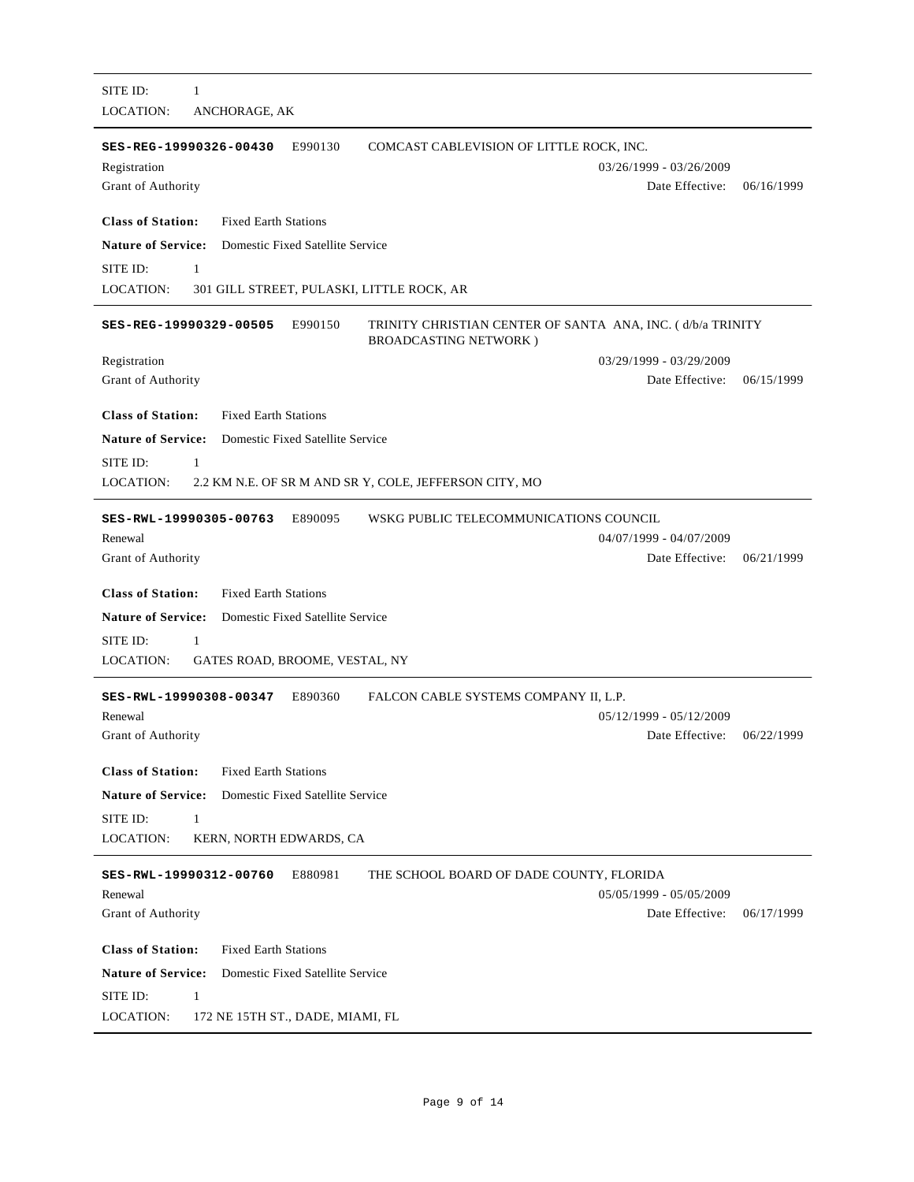SITE ID: 1

LOCATION: ANCHORAGE, AK

---

**SES-REG-19990326-00430** E990130 COMCAST CABLEVISION OF LITTLE ROCK, INC.

Registration 03/26/1999 - 03/26/2009

Grant of Authority Date Effective: 06/16/1999

**Class of Station:** Fixed Earth Stations

**Nature of Service:** Domestic Fixed Satellite Service

SITE ID: 1

LOCATION: 301 GILL STREET, PULASKI, LITTLE ROCK, AR

---

**SES-REG-19990329-00505** E990150 TRINITY CHRISTIAN CENTER OF SANTA ANA, INC. ( d/b/a TRINITY BROADCASTING NETWORK )

Registration 03/29/1999 - 03/29/2009

Grant of Authority Date Effective: 06/15/1999

**Class of Station:** Fixed Earth Stations

**Nature of Service:** Domestic Fixed Satellite Service

SITE ID: 1

LOCATION: 2.2 KM N.E. OF SR M AND SR Y, COLE, JEFFERSON CITY, MO

---

**SES-RWL-19990305-00763** E890095 WSKG PUBLIC TELECOMMUNICATIONS COUNCIL

Renewal 04/07/1999 - 04/07/2009

Grant of Authority Date Effective: 06/21/1999

**Class of Station:** Fixed Earth Stations

**Nature of Service:** Domestic Fixed Satellite Service

SITE ID: 1

LOCATION: GATES ROAD, BROOME, VESTAL, NY

---

**SES-RWL-19990308-00347** E890360 FALCON CABLE SYSTEMS COMPANY II, L.P.

Renewal 05/12/1999 - 05/12/2009

Grant of Authority Date Effective: 06/22/1999

**Class of Station:** Fixed Earth Stations

**Nature of Service:** Domestic Fixed Satellite Service

SITE ID: 1

LOCATION: KERN, NORTH EDWARDS, CA

---

**SES-RWL-19990312-00760** E880981 THE SCHOOL BOARD OF DADE COUNTY, FLORIDA

Renewal 05/05/1999 - 05/05/2009

Grant of Authority Date Effective: 06/17/1999

**Class of Station:** Fixed Earth Stations

**Nature of Service:** Domestic Fixed Satellite Service

SITE ID: 1

LOCATION: 172 NE 15TH ST., DADE, MIAMI, FL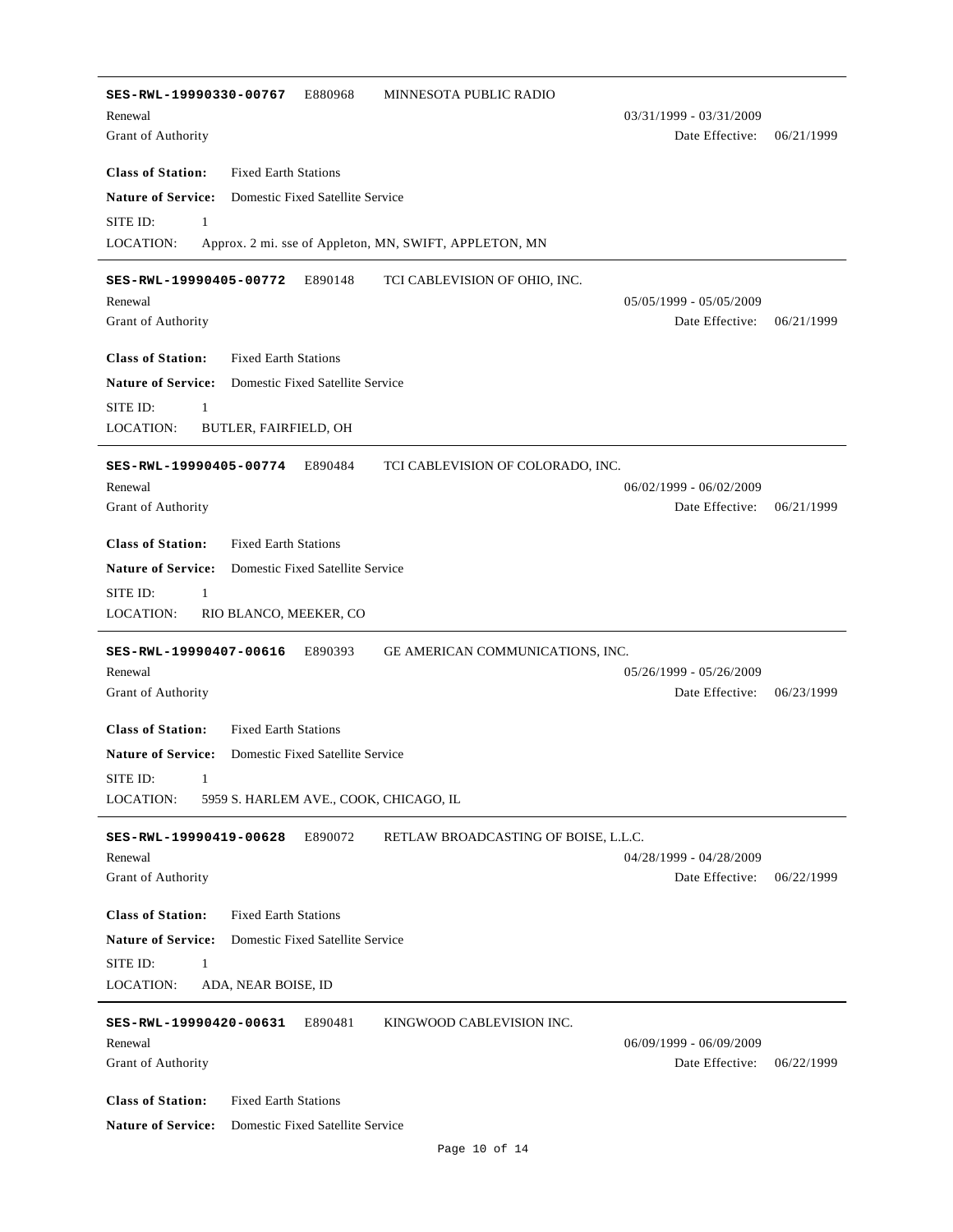---

**SES-RWL-19990330-00767** E880968 MINNESOTA PUBLIC RADIO

Renewal — 03/31/1999 - 03/31/2009

Grant of Authority — Date Effective: 06/21/1999

**Class of Station:** Fixed Earth Stations

**Nature of Service:** Domestic Fixed Satellite Service

SITE ID: 1

LOCATION: Approx. 2 mi. sse of Appleton, MN, SWIFT, APPLETON, MN

---

**SES-RWL-19990405-00772** E890148 TCI CABLEVISION OF OHIO, INC.

Renewal — 05/05/1999 - 05/05/2009

Grant of Authority — Date Effective: 06/21/1999

**Class of Station:** Fixed Earth Stations

**Nature of Service:** Domestic Fixed Satellite Service

SITE ID: 1

LOCATION: BUTLER, FAIRFIELD, OH

---

**SES-RWL-19990405-00774** E890484 TCI CABLEVISION OF COLORADO, INC.

Renewal — 06/02/1999 - 06/02/2009

Grant of Authority — Date Effective: 06/21/1999

**Class of Station:** Fixed Earth Stations

**Nature of Service:** Domestic Fixed Satellite Service

SITE ID: 1

LOCATION: RIO BLANCO, MEEKER, CO

---

**SES-RWL-19990407-00616** E890393 GE AMERICAN COMMUNICATIONS, INC.

Renewal — 05/26/1999 - 05/26/2009

Grant of Authority — Date Effective: 06/23/1999

**Class of Station:** Fixed Earth Stations

**Nature of Service:** Domestic Fixed Satellite Service

SITE ID: 1

LOCATION: 5959 S. HARLEM AVE., COOK, CHICAGO, IL

---

**SES-RWL-19990419-00628** E890072 RETLAW BROADCASTING OF BOISE, L.L.C.

Renewal — 04/28/1999 - 04/28/2009

Grant of Authority — Date Effective: 06/22/1999

**Class of Station:** Fixed Earth Stations

**Nature of Service:** Domestic Fixed Satellite Service

SITE ID: 1

LOCATION: ADA, NEAR BOISE, ID

---

**SES-RWL-19990420-00631** E890481 KINGWOOD CABLEVISION INC.

Renewal — 06/09/1999 - 06/09/2009

Grant of Authority — Date Effective: 06/22/1999

**Class of Station:** Fixed Earth Stations

**Nature of Service:** Domestic Fixed Satellite Service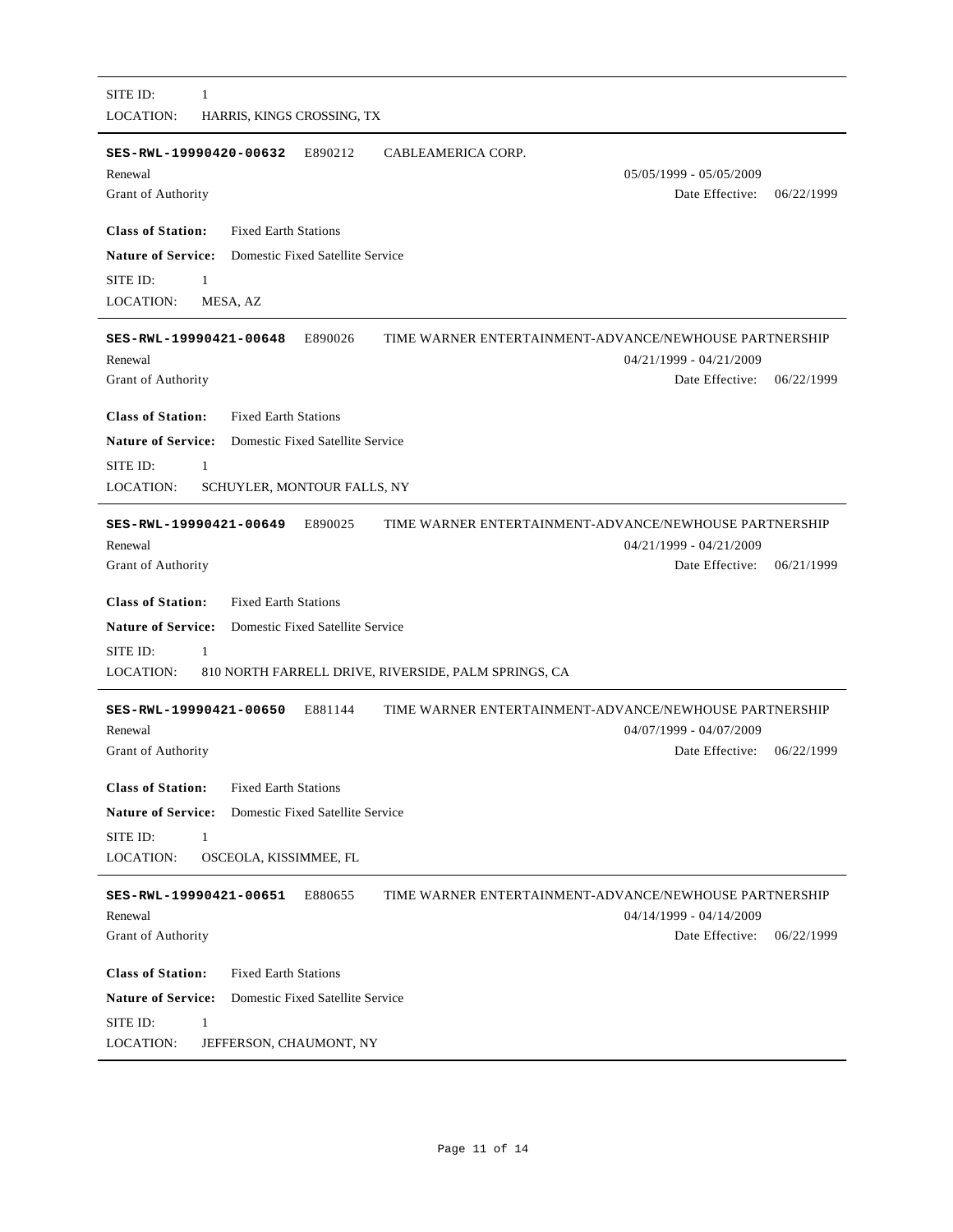SITE ID: 1

LOCATION: HARRIS, KINGS CROSSING, TX

---

**SES-RWL-19990420-00632** E890212 CABLEAMERICA CORP.

Renewal 05/05/1999 - 05/05/2009

Grant of Authority Date Effective: 06/22/1999

**Class of Station:** Fixed Earth Stations

**Nature of Service:** Domestic Fixed Satellite Service

SITE ID: 1

LOCATION: MESA, AZ

---

**SES-RWL-19990421-00648** E890026 TIME WARNER ENTERTAINMENT-ADVANCE/NEWHOUSE PARTNERSHIP

Renewal 04/21/1999 - 04/21/2009

Grant of Authority Date Effective: 06/22/1999

**Class of Station:** Fixed Earth Stations

**Nature of Service:** Domestic Fixed Satellite Service

SITE ID: 1

LOCATION: SCHUYLER, MONTOUR FALLS, NY

---

**SES-RWL-19990421-00649** E890025 TIME WARNER ENTERTAINMENT-ADVANCE/NEWHOUSE PARTNERSHIP

Renewal 04/21/1999 - 04/21/2009

Grant of Authority Date Effective: 06/21/1999

**Class of Station:** Fixed Earth Stations

**Nature of Service:** Domestic Fixed Satellite Service

SITE ID: 1

LOCATION: 810 NORTH FARRELL DRIVE, RIVERSIDE, PALM SPRINGS, CA

---

**SES-RWL-19990421-00650** E881144 TIME WARNER ENTERTAINMENT-ADVANCE/NEWHOUSE PARTNERSHIP

Renewal 04/07/1999 - 04/07/2009

Grant of Authority Date Effective: 06/22/1999

**Class of Station:** Fixed Earth Stations

**Nature of Service:** Domestic Fixed Satellite Service

SITE ID: 1

LOCATION: OSCEOLA, KISSIMMEE, FL

---

**SES-RWL-19990421-00651** E880655 TIME WARNER ENTERTAINMENT-ADVANCE/NEWHOUSE PARTNERSHIP

Renewal 04/14/1999 - 04/14/2009

Grant of Authority Date Effective: 06/22/1999

**Class of Station:** Fixed Earth Stations

**Nature of Service:** Domestic Fixed Satellite Service

SITE ID: 1

LOCATION: JEFFERSON, CHAUMONT, NY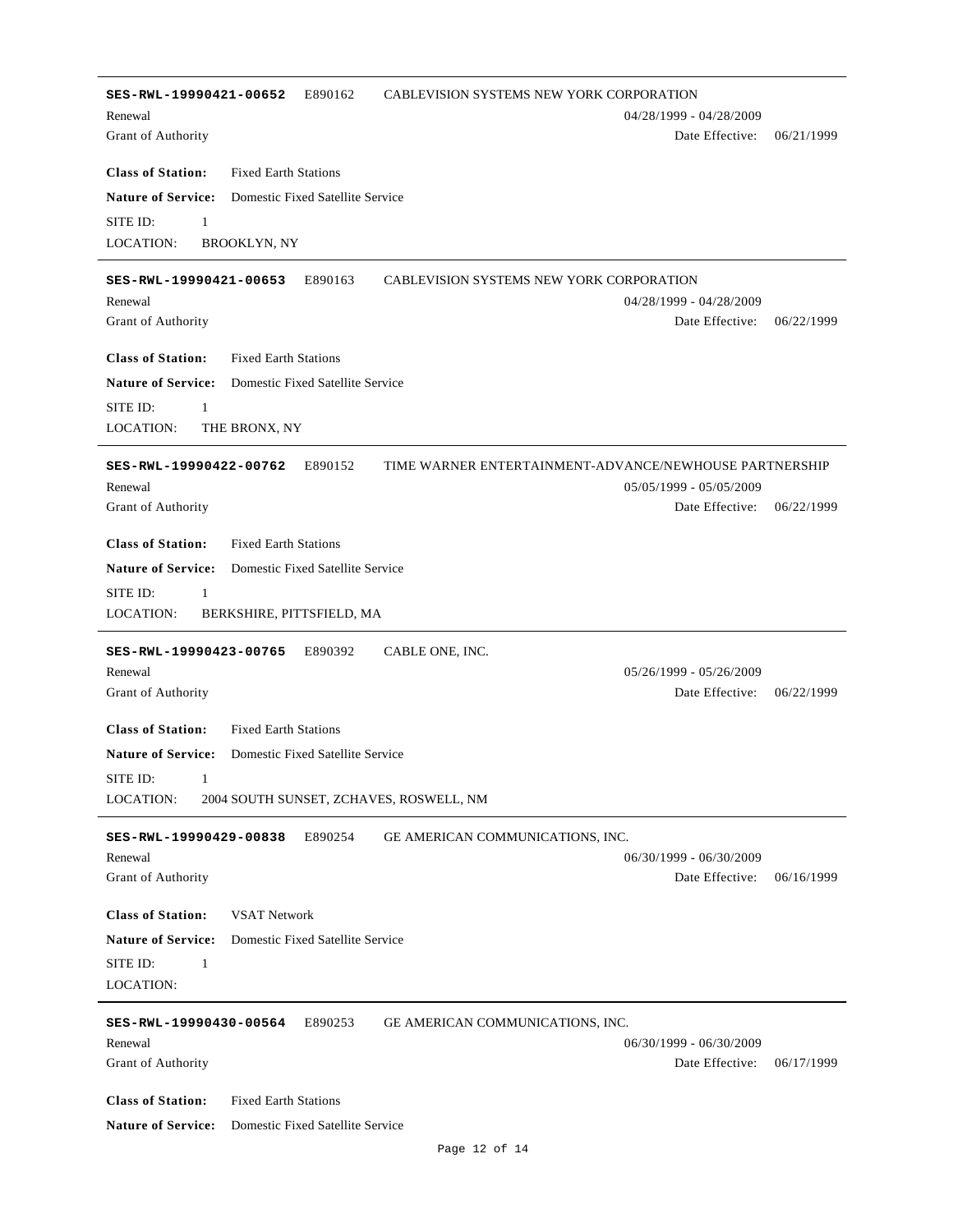---

**SES-RWL-19990421-00652** E890162 CABLEVISION SYSTEMS NEW YORK CORPORATION

Renewal 04/28/1999 - 04/28/2009

Grant of Authority Date Effective: 06/21/1999

**Class of Station:** Fixed Earth Stations

**Nature of Service:** Domestic Fixed Satellite Service

SITE ID: 1

LOCATION: BROOKLYN, NY

---

**SES-RWL-19990421-00653** E890163 CABLEVISION SYSTEMS NEW YORK CORPORATION

Renewal 04/28/1999 - 04/28/2009

Grant of Authority Date Effective: 06/22/1999

**Class of Station:** Fixed Earth Stations

**Nature of Service:** Domestic Fixed Satellite Service

SITE ID: 1

LOCATION: THE BRONX, NY

---

**SES-RWL-19990422-00762** E890152 TIME WARNER ENTERTAINMENT-ADVANCE/NEWHOUSE PARTNERSHIP

Renewal 05/05/1999 - 05/05/2009

Grant of Authority Date Effective: 06/22/1999

**Class of Station:** Fixed Earth Stations

**Nature of Service:** Domestic Fixed Satellite Service

SITE ID: 1

LOCATION: BERKSHIRE, PITTSFIELD, MA

---

**SES-RWL-19990423-00765** E890392 CABLE ONE, INC.

Renewal 05/26/1999 - 05/26/2009

Grant of Authority Date Effective: 06/22/1999

**Class of Station:** Fixed Earth Stations

**Nature of Service:** Domestic Fixed Satellite Service

SITE ID: 1

LOCATION: 2004 SOUTH SUNSET, ZCHAVES, ROSWELL, NM

---

**SES-RWL-19990429-00838** E890254 GE AMERICAN COMMUNICATIONS, INC.

Renewal 06/30/1999 - 06/30/2009

Grant of Authority Date Effective: 06/16/1999

**Class of Station:** VSAT Network

**Nature of Service:** Domestic Fixed Satellite Service

SITE ID: 1

LOCATION:

---

**SES-RWL-19990430-00564** E890253 GE AMERICAN COMMUNICATIONS, INC.

Renewal 06/30/1999 - 06/30/2009

Grant of Authority Date Effective: 06/17/1999

**Class of Station:** Fixed Earth Stations

**Nature of Service:** Domestic Fixed Satellite Service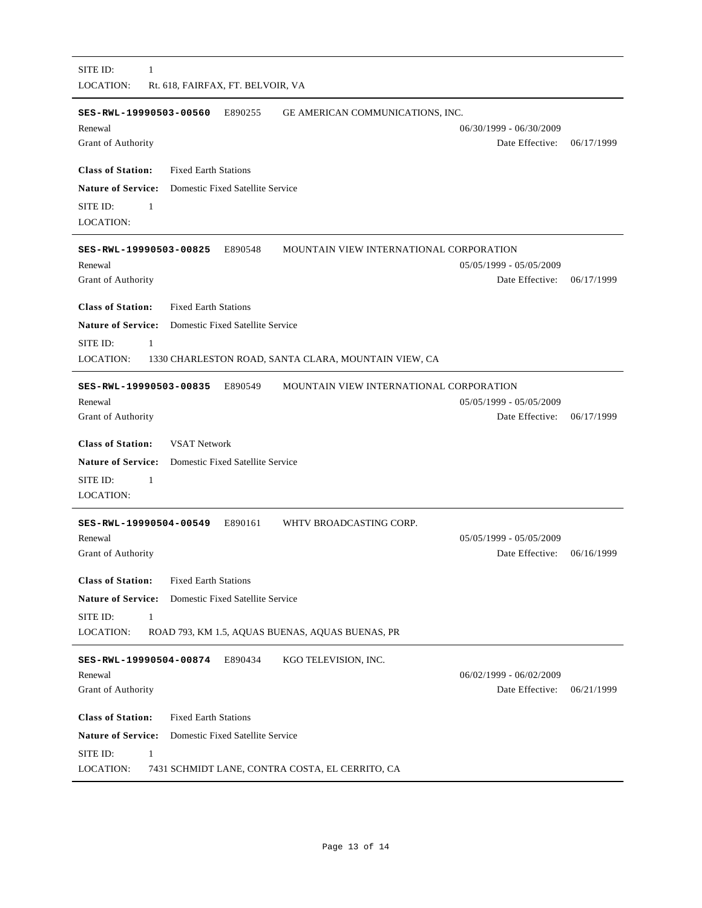SITE ID: 1

LOCATION: Rt. 618, FAIRFAX, FT. BELVOIR, VA

---

**SES-RWL-19990503-00560** E890255 GE AMERICAN COMMUNICATIONS, INC.

Renewal 06/30/1999 - 06/30/2009

Grant of Authority Date Effective: 06/17/1999

**Class of Station:** Fixed Earth Stations

**Nature of Service:** Domestic Fixed Satellite Service

SITE ID: 1

LOCATION:

---

**SES-RWL-19990503-00825** E890548 MOUNTAIN VIEW INTERNATIONAL CORPORATION

Renewal 05/05/1999 - 05/05/2009

Grant of Authority Date Effective: 06/17/1999

**Class of Station:** Fixed Earth Stations

**Nature of Service:** Domestic Fixed Satellite Service

SITE ID: 1

LOCATION: 1330 CHARLESTON ROAD, SANTA CLARA, MOUNTAIN VIEW, CA

---

**SES-RWL-19990503-00835** E890549 MOUNTAIN VIEW INTERNATIONAL CORPORATION

Renewal 05/05/1999 - 05/05/2009

Grant of Authority Date Effective: 06/17/1999

**Class of Station:** VSAT Network

**Nature of Service:** Domestic Fixed Satellite Service

SITE ID: 1

LOCATION:

---

**SES-RWL-19990504-00549** E890161 WHTV BROADCASTING CORP.

Renewal 05/05/1999 - 05/05/2009

Grant of Authority Date Effective: 06/16/1999

**Class of Station:** Fixed Earth Stations

**Nature of Service:** Domestic Fixed Satellite Service

SITE ID: 1

LOCATION: ROAD 793, KM 1.5, AQUAS BUENAS, AQUAS BUENAS, PR

---

**SES-RWL-19990504-00874** E890434 KGO TELEVISION, INC.

Renewal 06/02/1999 - 06/02/2009

Grant of Authority Date Effective: 06/21/1999

**Class of Station:** Fixed Earth Stations

**Nature of Service:** Domestic Fixed Satellite Service

SITE ID: 1

LOCATION: 7431 SCHMIDT LANE, CONTRA COSTA, EL CERRITO, CA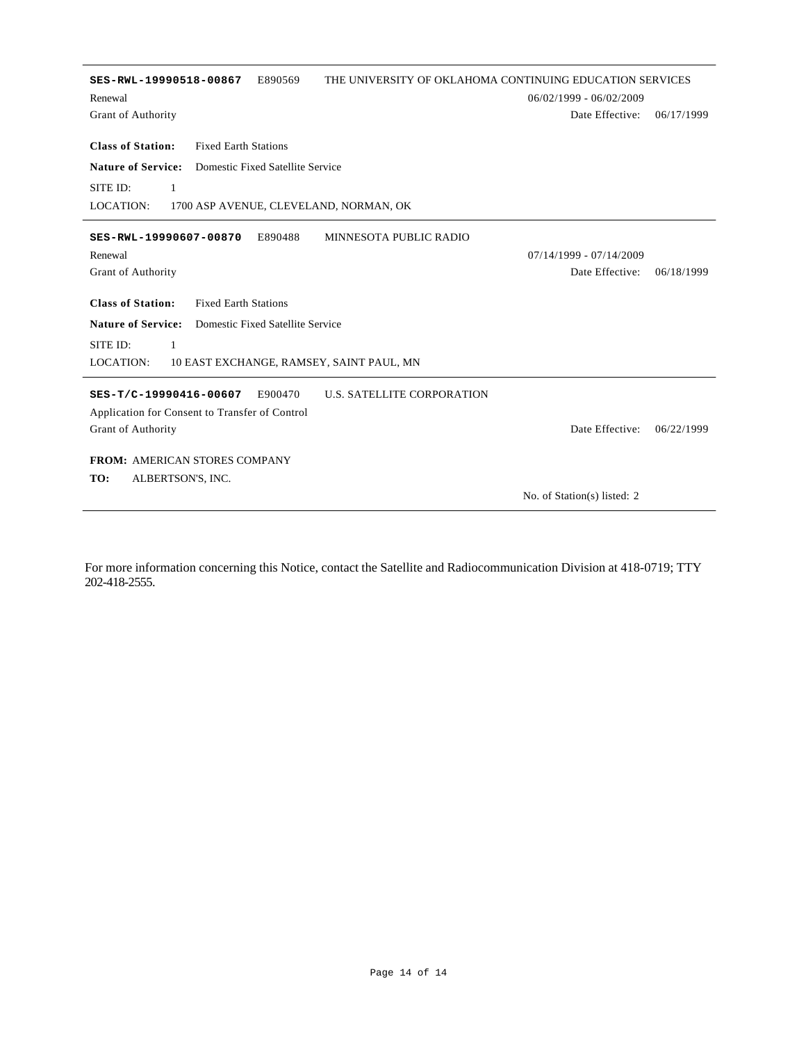**SES-RWL-19990518-00867** E890569 THE UNIVERSITY OF OKLAHOMA CONTINUING EDUCATION SERVICES

Renewal 06/02/1999 - 06/02/2009

Grant of Authority Date Effective: 06/17/1999

**Class of Station:** Fixed Earth Stations

**Nature of Service:** Domestic Fixed Satellite Service

SITE ID: 1

LOCATION: 1700 ASP AVENUE, CLEVELAND, NORMAN, OK

---

**SES-RWL-19990607-00870** E890488 MINNESOTA PUBLIC RADIO

Renewal 07/14/1999 - 07/14/2009

Grant of Authority Date Effective: 06/18/1999

**Class of Station:** Fixed Earth Stations

**Nature of Service:** Domestic Fixed Satellite Service

SITE ID: 1

LOCATION: 10 EAST EXCHANGE, RAMSEY, SAINT PAUL, MN

---

**SES-T/C-19990416-00607** E900470 U.S. SATELLITE CORPORATION

Application for Consent to Transfer of Control

Grant of Authority Date Effective: 06/22/1999

**FROM:** AMERICAN STORES COMPANY

**TO:** ALBERTSON'S, INC.

No. of Station(s) listed: 2

---

For more information concerning this Notice, contact the Satellite and Radiocommunication Division at 418-0719; TTY 202-418-2555.